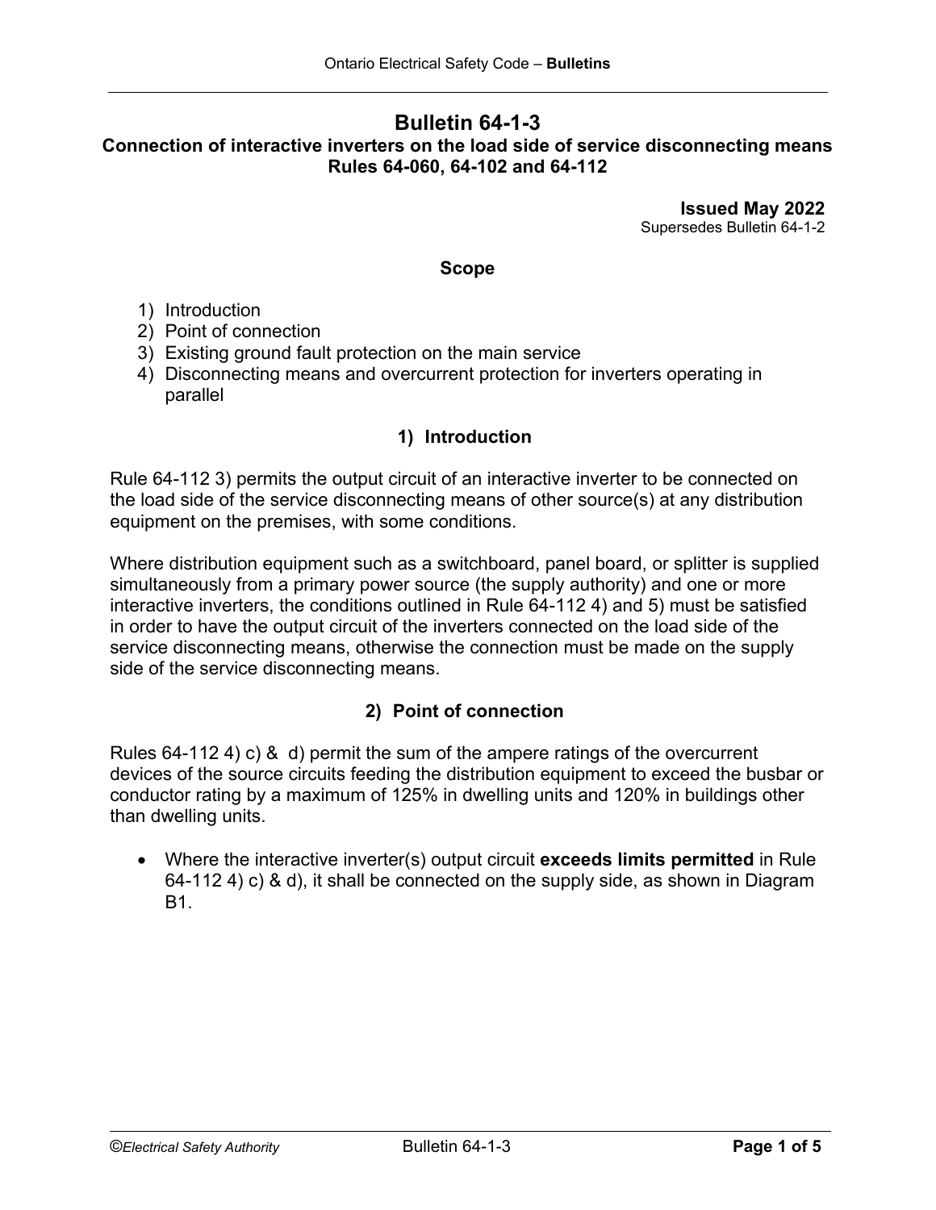# Bulletin 64-1-3

**Connection of interactive inverters on the load side of service disconnecting means**
**Rules 64-060, 64-102 and 64-112**

**Issued May 2022**
Supersedes Bulletin 64-1-2

## Scope

1) Introduction
2) Point of connection
3) Existing ground fault protection on the main service
4) Disconnecting means and overcurrent protection for inverters operating in parallel

## 1) Introduction

Rule 64-112 3) permits the output circuit of an interactive inverter to be connected on the load side of the service disconnecting means of other source(s) at any distribution equipment on the premises, with some conditions.

Where distribution equipment such as a switchboard, panel board, or splitter is supplied simultaneously from a primary power source (the supply authority) and one or more interactive inverters, the conditions outlined in Rule 64-112 4) and 5) must be satisfied in order to have the output circuit of the inverters connected on the load side of the service disconnecting means, otherwise the connection must be made on the supply side of the service disconnecting means.

## 2) Point of connection

Rules 64-112 4) c) & d) permit the sum of the ampere ratings of the overcurrent devices of the source circuits feeding the distribution equipment to exceed the busbar or conductor rating by a maximum of 125% in dwelling units and 120% in buildings other than dwelling units.

- Where the interactive inverter(s) output circuit **exceeds limits permitted** in Rule 64-112 4) c) & d), it shall be connected on the supply side, as shown in Diagram B1.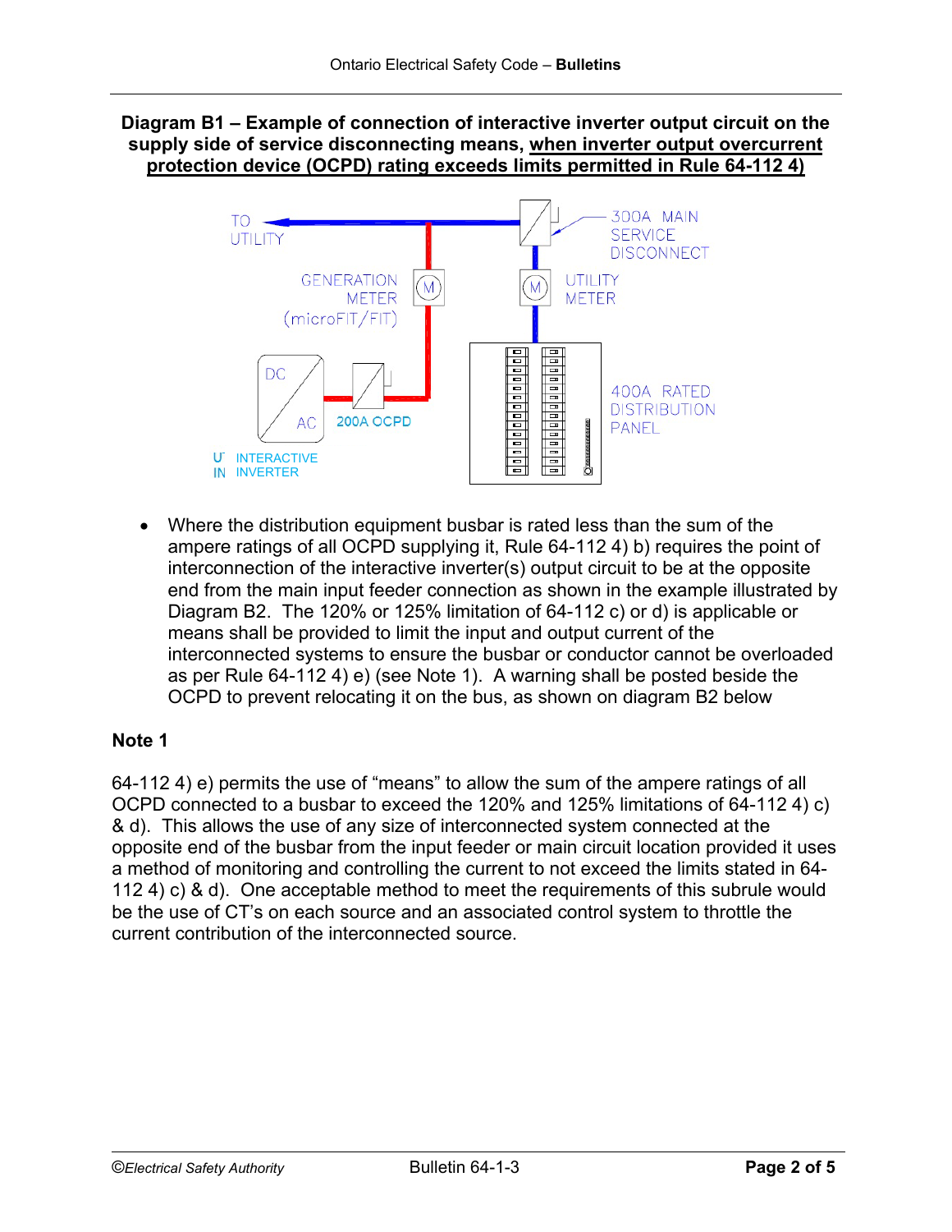**Diagram B1 – Example of connection of interactive inverter output circuit on the supply side of service disconnecting means, <u>when inverter output overcurrent protection device (OCPD) rating exceeds limits permitted in Rule 64-112 4)</u>**

- Where the distribution equipment busbar is rated less than the sum of the ampere ratings of all OCPD supplying it, Rule 64-112 4) b) requires the point of interconnection of the interactive inverter(s) output circuit to be at the opposite end from the main input feeder connection as shown in the example illustrated by Diagram B2. The 120% or 125% limitation of 64-112 c) or d) is applicable or means shall be provided to limit the input and output current of the interconnected systems to ensure the busbar or conductor cannot be overloaded as per Rule 64-112 4) e) (see Note 1). A warning shall be posted beside the OCPD to prevent relocating it on the bus, as shown on diagram B2 below

**Note 1**

64-112 4) e) permits the use of "means" to allow the sum of the ampere ratings of all OCPD connected to a busbar to exceed the 120% and 125% limitations of 64-112 4) c) & d). This allows the use of any size of interconnected system connected at the opposite end of the busbar from the input feeder or main circuit location provided it uses a method of monitoring and controlling the current to not exceed the limits stated in 64-112 4) c) & d). One acceptable method to meet the requirements of this subrule would be the use of CT's on each source and an associated control system to throttle the current contribution of the interconnected source.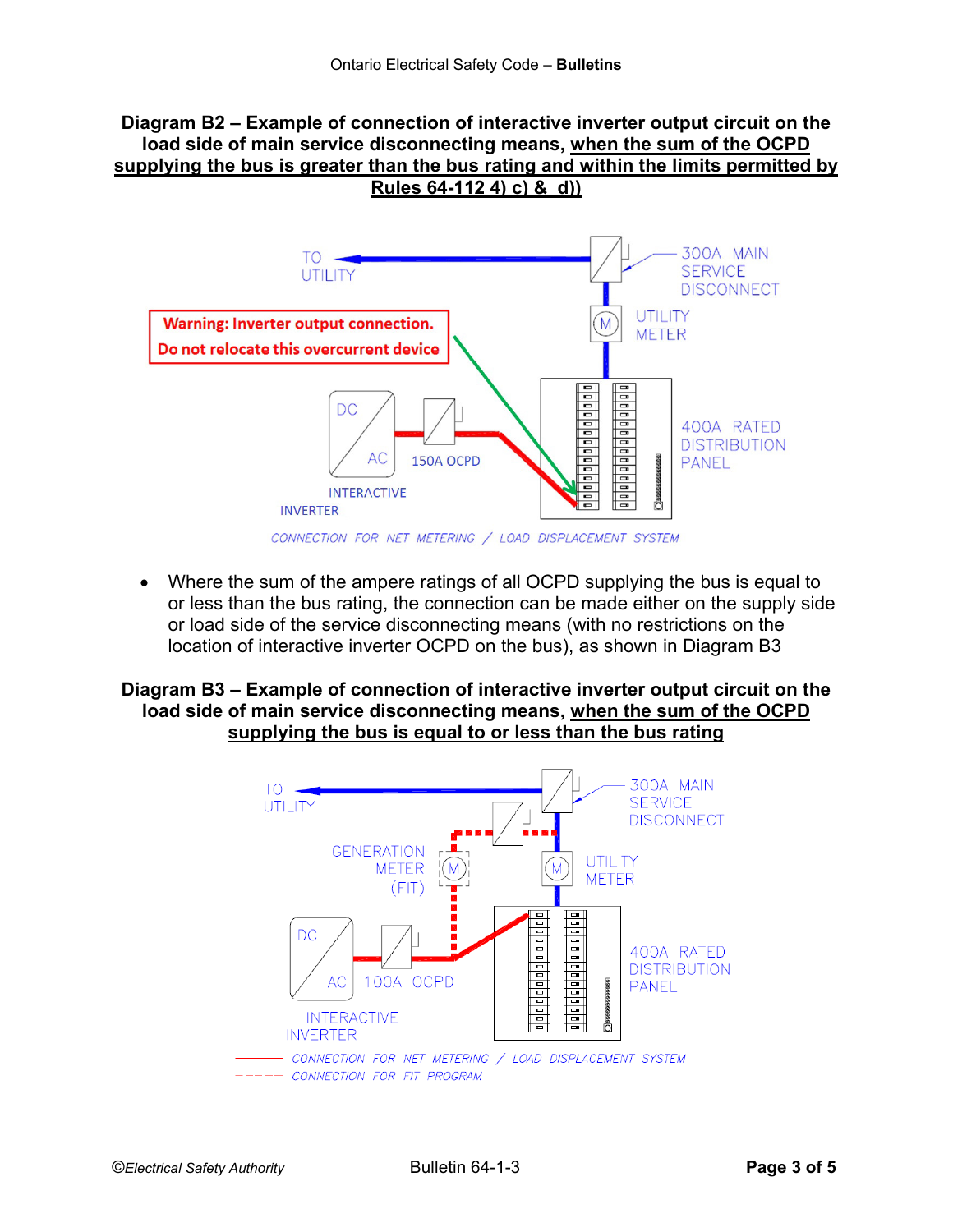**Diagram B2 – Example of connection of interactive inverter output circuit on the load side of main service disconnecting means, when the sum of the OCPD supplying the bus is greater than the bus rating and within the limits permitted by Rules 64-112 4) c) & d))**

TO UTILITY

300A MAIN SERVICE DISCONNECT

UTILITY METER

Warning: Inverter output connection. Do not relocate this overcurrent device

DC AC

150A OCPD

INTERACTIVE INVERTER

400A RATED DISTRIBUTION PANEL

CONNECTION FOR NET METERING / LOAD DISPLACEMENT SYSTEM

- Where the sum of the ampere ratings of all OCPD supplying the bus is equal to or less than the bus rating, the connection can be made either on the supply side or load side of the service disconnecting means (with no restrictions on the location of interactive inverter OCPD on the bus), as shown in Diagram B3

**Diagram B3 – Example of connection of interactive inverter output circuit on the load side of main service disconnecting means, when the sum of the OCPD supplying the bus is equal to or less than the bus rating**

TO UTILITY

300A MAIN SERVICE DISCONNECT

GENERATION METER (FIT)

UTILITY METER

DC AC

100A OCPD

INTERACTIVE INVERTER

400A RATED DISTRIBUTION PANEL

——— CONNECTION FOR NET METERING / LOAD DISPLACEMENT SYSTEM

- - - - - CONNECTION FOR FIT PROGRAM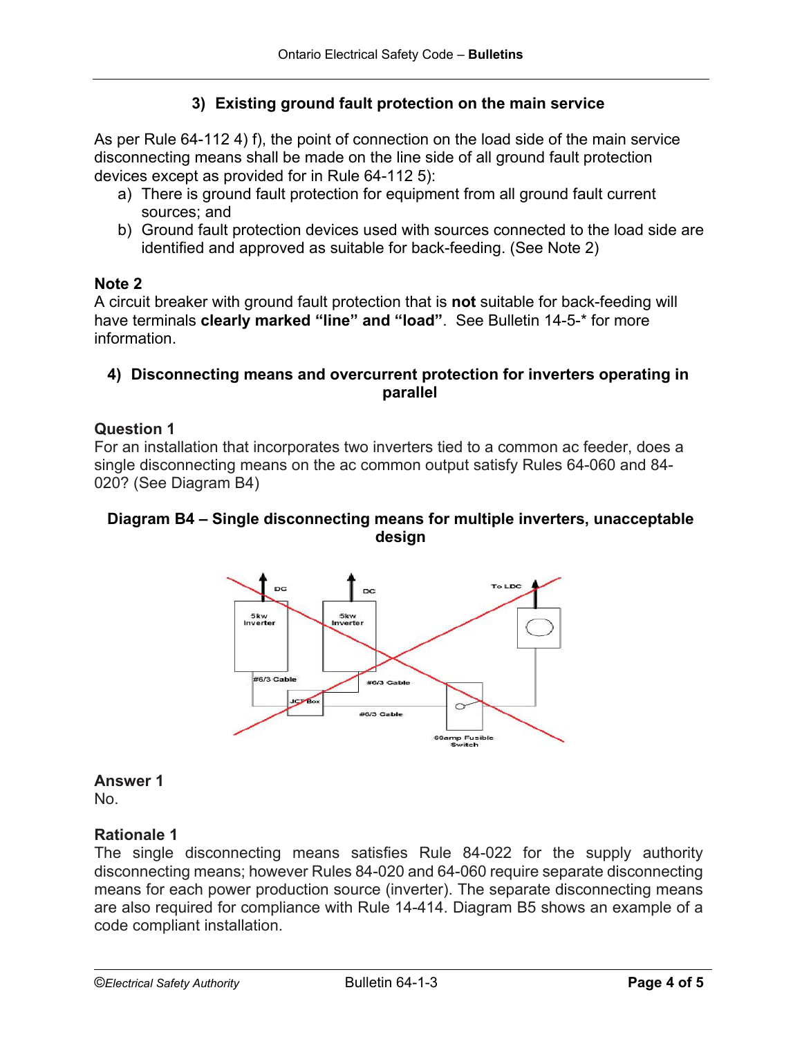### 3) Existing ground fault protection on the main service

As per Rule 64-112 4) f), the point of connection on the load side of the main service disconnecting means shall be made on the line side of all ground fault protection devices except as provided for in Rule 64-112 5):

a) There is ground fault protection for equipment from all ground fault current sources; and
b) Ground fault protection devices used with sources connected to the load side are identified and approved as suitable for back-feeding. (See Note 2)

**Note 2**
A circuit breaker with ground fault protection that is **not** suitable for back-feeding will have terminals **clearly marked "line" and "load"**. See Bulletin 14-5-* for more information.

### 4) Disconnecting means and overcurrent protection for inverters operating in parallel

**Question 1**
For an installation that incorporates two inverters tied to a common ac feeder, does a single disconnecting means on the ac common output satisfy Rules 64-060 and 84-020? (See Diagram B4)

**Diagram B4 – Single disconnecting means for multiple inverters, unacceptable design**

**Answer 1**
No.

**Rationale 1**
The single disconnecting means satisfies Rule 84-022 for the supply authority disconnecting means; however Rules 84-020 and 64-060 require separate disconnecting means for each power production source (inverter). The separate disconnecting means are also required for compliance with Rule 14-414. Diagram B5 shows an example of a code compliant installation.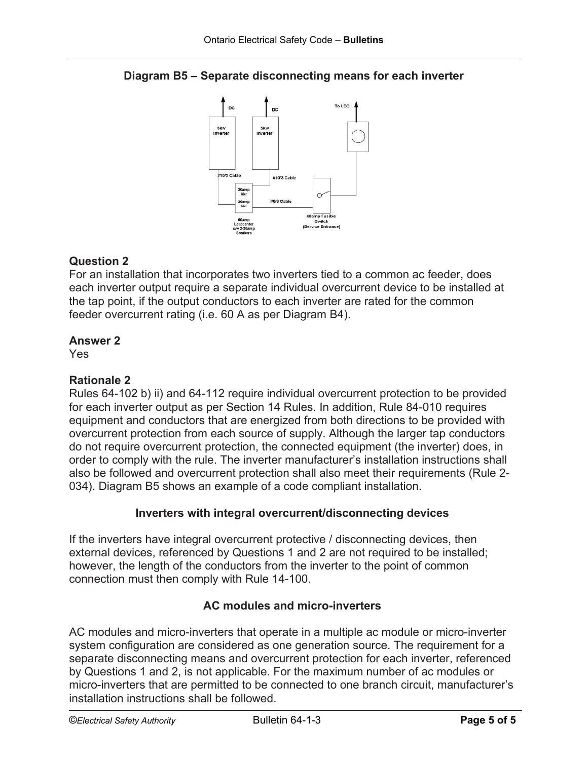**Diagram B5 – Separate disconnecting means for each inverter**

DC

DC

To LDC

5kw Inverter

5kw Inverter

#10/3 Cable

#10/3 Cable

30amp bkr

30amp bkr

#6/3 Cable

60amp Loadcenter c/w 2-30amp Breakers

60amp Fusible Switch (Service Entrance)

### Question 2

For an installation that incorporates two inverters tied to a common ac feeder, does each inverter output require a separate individual overcurrent device to be installed at the tap point, if the output conductors to each inverter are rated for the common feeder overcurrent rating (i.e. 60 A as per Diagram B4).

### Answer 2

Yes

### Rationale 2

Rules 64-102 b) ii) and 64-112 require individual overcurrent protection to be provided for each inverter output as per Section 14 Rules. In addition, Rule 84-010 requires equipment and conductors that are energized from both directions to be provided with overcurrent protection from each source of supply. Although the larger tap conductors do not require overcurrent protection, the connected equipment (the inverter) does, in order to comply with the rule. The inverter manufacturer's installation instructions shall also be followed and overcurrent protection shall also meet their requirements (Rule 2-034). Diagram B5 shows an example of a code compliant installation.

**Inverters with integral overcurrent/disconnecting devices**

If the inverters have integral overcurrent protective / disconnecting devices, then external devices, referenced by Questions 1 and 2 are not required to be installed; however, the length of the conductors from the inverter to the point of common connection must then comply with Rule 14-100.

**AC modules and micro-inverters**

AC modules and micro-inverters that operate in a multiple ac module or micro-inverter system configuration are considered as one generation source. The requirement for a separate disconnecting means and overcurrent protection for each inverter, referenced by Questions 1 and 2, is not applicable. For the maximum number of ac modules or micro-inverters that are permitted to be connected to one branch circuit, manufacturer's installation instructions shall be followed.